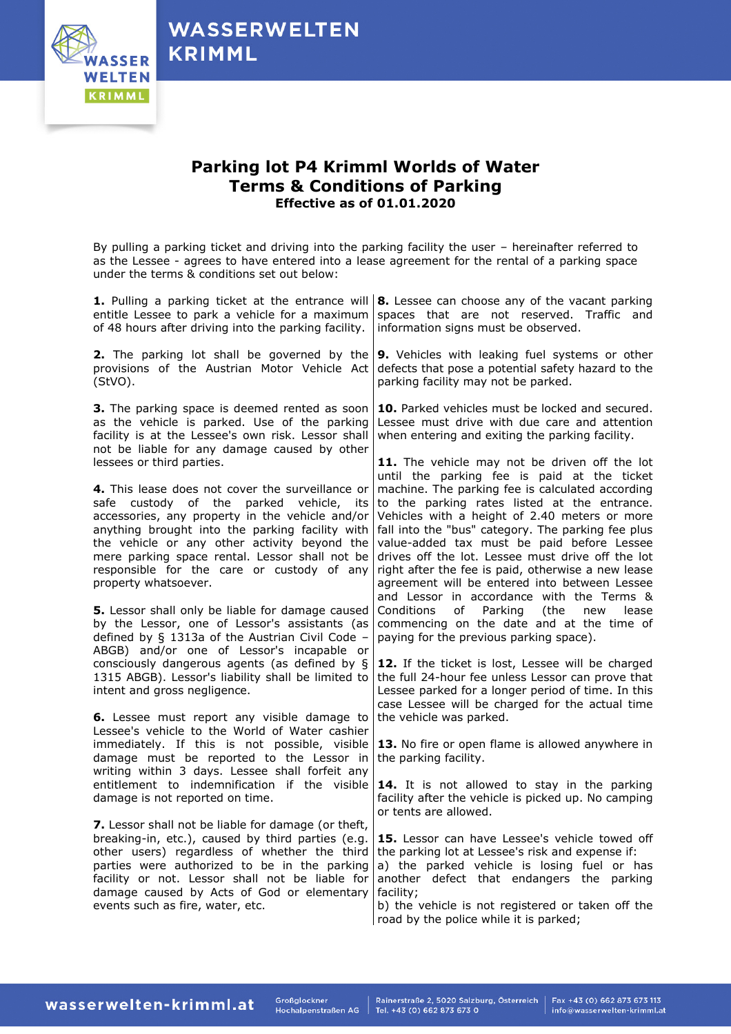# Parking lot P4 Krimml Worlds of Water
## Terms & Conditions of Parking
### Effective as of 01.01.2020

By pulling a parking ticket and driving into the parking facility the user – hereinafter referred to as the Lessee - agrees to have entered into a lease agreement for the rental of a parking space under the terms & conditions set out below:

**1.** Pulling a parking ticket at the entrance will entitle Lessee to park a vehicle for a maximum of 48 hours after driving into the parking facility.

**2.** The parking lot shall be governed by the provisions of the Austrian Motor Vehicle Act (StVO).

**3.** The parking space is deemed rented as soon as the vehicle is parked. Use of the parking facility is at the Lessee's own risk. Lessor shall not be liable for any damage caused by other lessees or third parties.

**4.** This lease does not cover the surveillance or safe custody of the parked vehicle, its accessories, any property in the vehicle and/or anything brought into the parking facility with the vehicle or any other activity beyond the mere parking space rental. Lessor shall not be responsible for the care or custody of any property whatsoever.

**5.** Lessor shall only be liable for damage caused by the Lessor, one of Lessor's assistants (as defined by § 1313a of the Austrian Civil Code – ABGB) and/or one of Lessor's incapable or consciously dangerous agents (as defined by § 1315 ABGB). Lessor's liability shall be limited to intent and gross negligence.

**6.** Lessee must report any visible damage to Lessee's vehicle to the World of Water cashier immediately. If this is not possible, visible damage must be reported to the Lessor in writing within 3 days. Lessee shall forfeit any entitlement to indemnification if the visible damage is not reported on time.

**7.** Lessor shall not be liable for damage (or theft, breaking-in, etc.), caused by third parties (e.g. other users) regardless of whether the third parties were authorized to be in the parking facility or not. Lessor shall not be liable for damage caused by Acts of God or elementary events such as fire, water, etc.

**8.** Lessee can choose any of the vacant parking spaces that are not reserved. Traffic and information signs must be observed.

**9.** Vehicles with leaking fuel systems or other defects that pose a potential safety hazard to the parking facility may not be parked.

**10.** Parked vehicles must be locked and secured. Lessee must drive with due care and attention when entering and exiting the parking facility.

**11.** The vehicle may not be driven off the lot until the parking fee is paid at the ticket machine. The parking fee is calculated according to the parking rates listed at the entrance. Vehicles with a height of 2.40 meters or more fall into the "bus" category. The parking fee plus value-added tax must be paid before Lessee drives off the lot. Lessee must drive off the lot right after the fee is paid, otherwise a new lease agreement will be entered into between Lessee and Lessor in accordance with the Terms & Conditions of Parking (the new lease commencing on the date and at the time of paying for the previous parking space).

**12.** If the ticket is lost, Lessee will be charged the full 24-hour fee unless Lessor can prove that Lessee parked for a longer period of time. In this case Lessee will be charged for the actual time the vehicle was parked.

**13.** No fire or open flame is allowed anywhere in the parking facility.

**14.** It is not allowed to stay in the parking facility after the vehicle is picked up. No camping or tents are allowed.

**15.** Lessor can have Lessee's vehicle towed off the parking lot at Lessee's risk and expense if:
a) the parked vehicle is losing fuel or has another defect that endangers the parking facility;
b) the vehicle is not registered or taken off the road by the police while it is parked;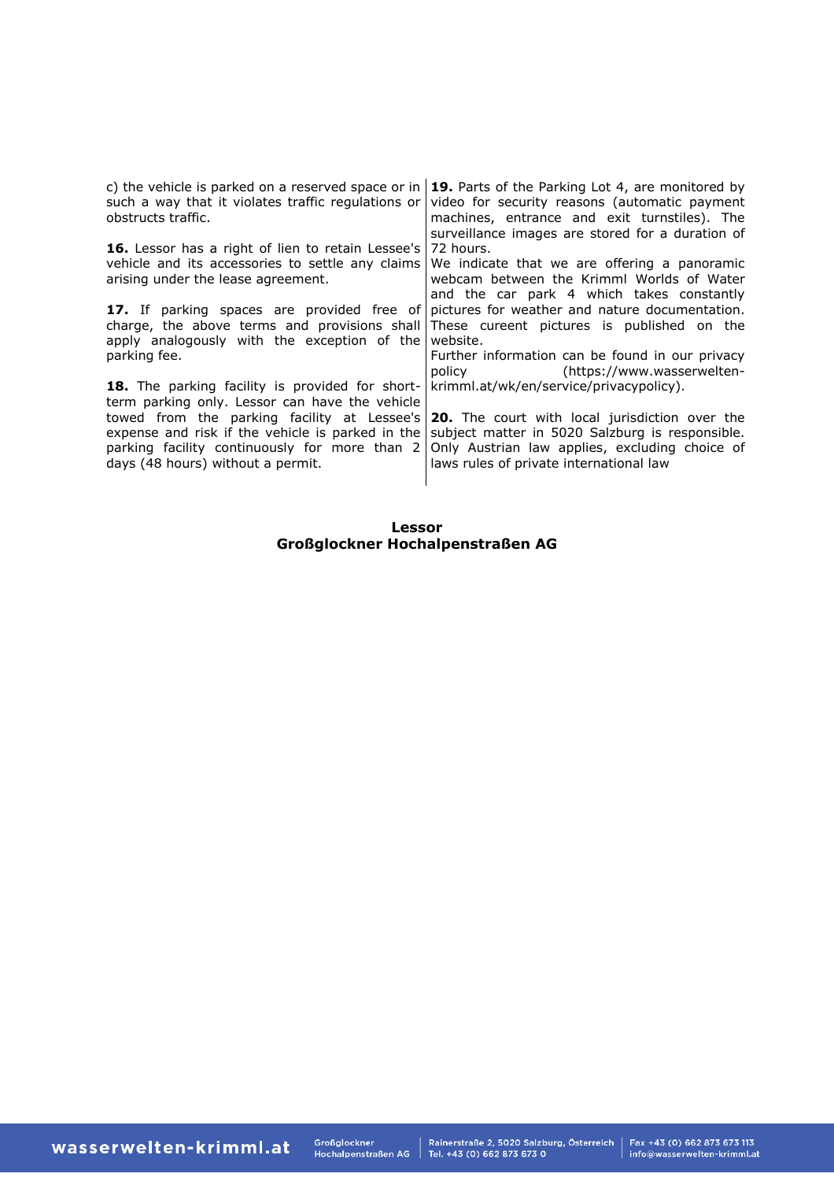c) the vehicle is parked on a reserved space or in such a way that it violates traffic regulations or obstructs traffic.

**16.** Lessor has a right of lien to retain Lessee's vehicle and its accessories to settle any claims arising under the lease agreement.

**17.** If parking spaces are provided free of charge, the above terms and provisions shall apply analogously with the exception of the parking fee.

**18.** The parking facility is provided for short-term parking only. Lessor can have the vehicle towed from the parking facility at Lessee's expense and risk if the vehicle is parked in the parking facility continuously for more than 2 days (48 hours) without a permit.

**19.** Parts of the Parking Lot 4, are monitored by video for security reasons (automatic payment machines, entrance and exit turnstiles). The surveillance images are stored for a duration of 72 hours.
We indicate that we are offering a panoramic webcam between the Krimml Worlds of Water and the car park 4 which takes constantly pictures for weather and nature documentation. These cureent pictures is published on the website.
Further information can be found in our privacy policy (https://www.wasserwelten-krimml.at/wk/en/service/privacypolicy).

**20.** The court with local jurisdiction over the subject matter in 5020 Salzburg is responsible. Only Austrian law applies, excluding choice of laws rules of private international law

**Lessor**
**Großglockner Hochalpenstraßen AG**